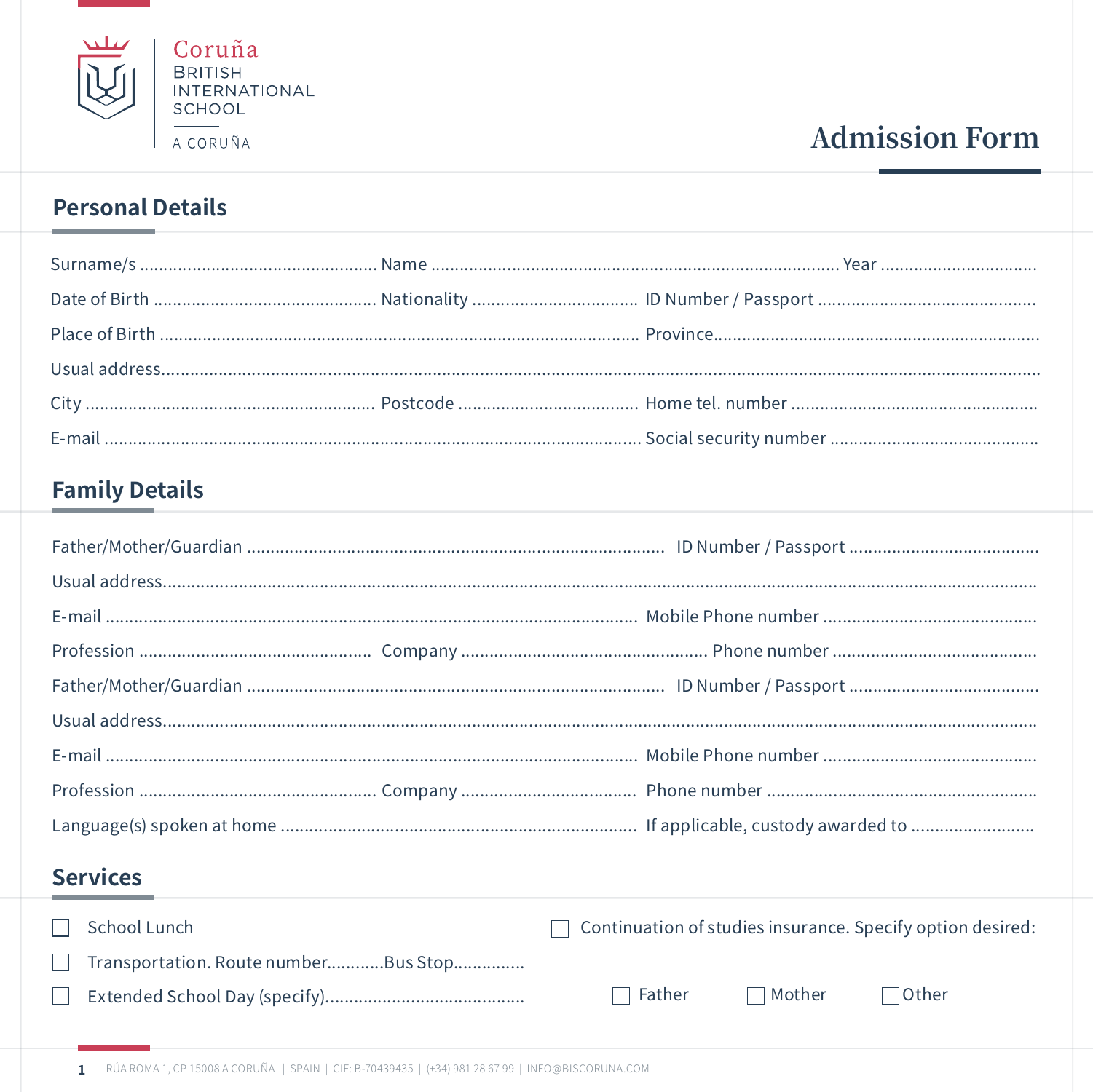Coruña
BRITISH
INTERNATIONAL
SCHOOL

A CORUÑA

# Admission Form

## Personal Details

Surname/s ............................................... Name .......................................................................... Year ..............................

Date of Birth ............................................ Nationality ................................ ID Number / Passport ..........................................

Place of Birth ......................................................................................... Province.................................................................

Usual address..........................................................................................................................................................

City ......................................................... Postcode .................................... Home tel. number ................................................

E-mail ...................................................................................................... Social security number .........................................

## Family Details

Father/Mother/Guardian ........................................................................... ID Number / Passport .....................................

Usual address..........................................................................................................................................................

E-mail ...................................................................................................... Mobile Phone number ..........................................

Profession ............................................. Company ............................................... Phone number ........................................

Father/Mother/Guardian ........................................................................... ID Number / Passport .....................................

Usual address..........................................................................................................................................................

E-mail ...................................................................................................... Mobile Phone number ..........................................

Profession ............................................... Company .................................. Phone number .....................................................

Language(s) spoken at home ....................................................................... If applicable, custody awarded to ........................

## Services

☐ School Lunch

☐ Transportation. Route number............Bus Stop..............

☐ Extended School Day (specify)........................................

☐ Continuation of studies insurance. Specify option desired:

☐ Father ☐ Mother ☐ Other

RÚA ROMA 1, CP 15008 A CORUÑA | SPAIN | CIF: B-70439435 | (+34) 981 28 67 99 | INFO@BISCORUNA.COM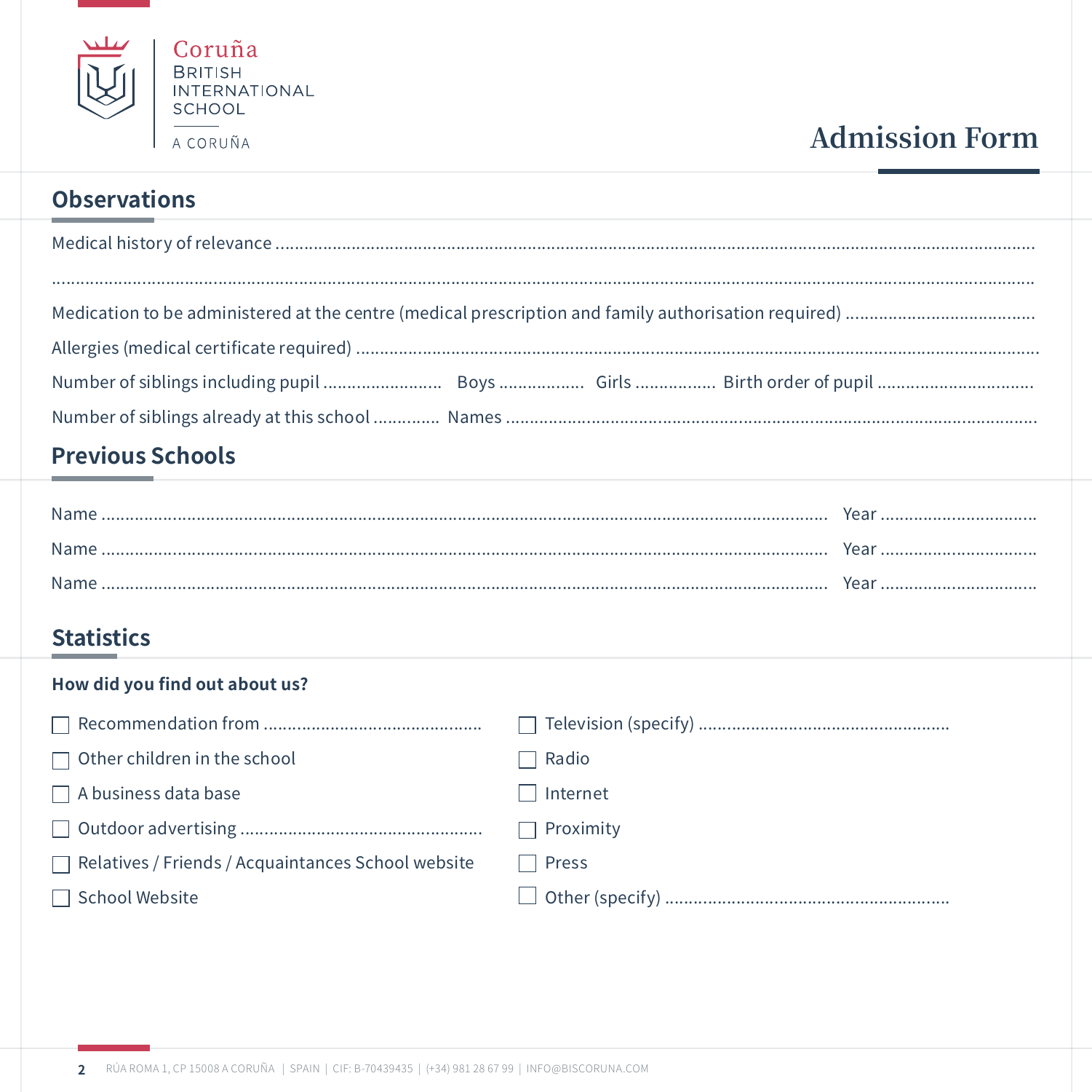Coruña BRITISH INTERNATIONAL SCHOOL

A CORUÑA

# Admission Form

## Observations

Medical history of relevance ..................................................................................................................................................

..................................................................................................................................................................................................

Medication to be administered at the centre (medical prescription and family authorisation required) .......................................

Allergies (medical certificate required) .......................................................................................................................................

Number of siblings including pupil ........................ Boys ................. Girls ................ Birth order of pupil ...............................

Number of siblings already at this school ............. Names .....................................................................................................

## Previous Schools

Name ........................................................................................................................................ Year ...............................

Name ........................................................................................................................................ Year ...............................

Name ........................................................................................................................................ Year ...............................

## Statistics

**How did you find out about us?**

- ☐ Recommendation from ...........................................
- ☐ Other children in the school
- ☐ A business data base
- ☐ Outdoor advertising ................................................
- ☐ Relatives / Friends / Acquaintances School website
- ☐ School Website
- ☐ Television (specify) .................................................
- ☐ Radio
- ☐ Internet
- ☐ Proximity
- ☐ Press
- ☐ Other (specify) ........................................................

RÚA ROMA 1, CP 15008 A CORUÑA | SPAIN | CIF: B-70439435 | (+34) 981 28 67 99 | INFO@BISCORUNA.COM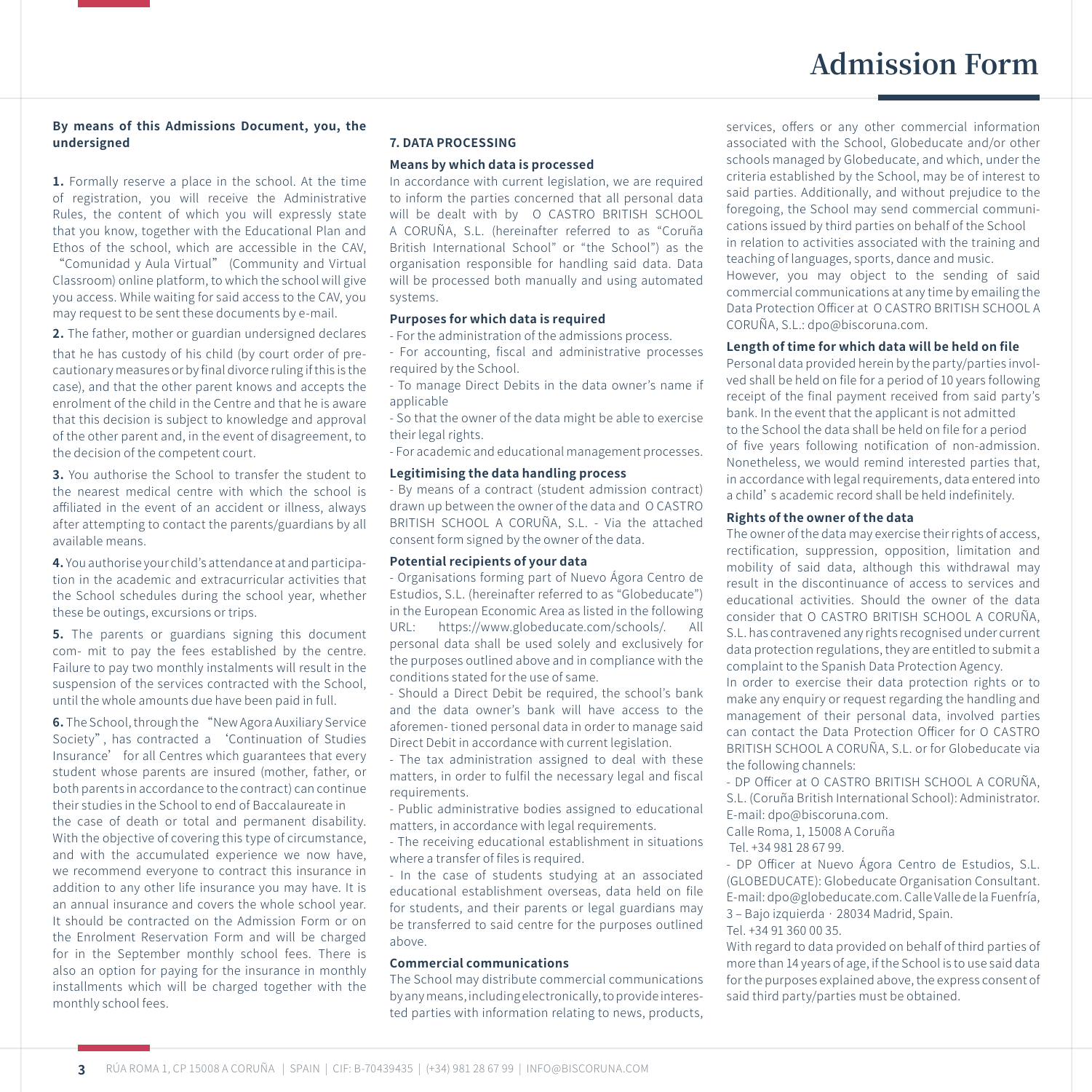// Admission Form

**By means of this Admissions Document, you, the undersigned**

**1.** Formally reserve a place in the school. At the time of registration, you will receive the Administrative Rules, the content of which you will expressly state that you know, together with the Educational Plan and Ethos of the school, which are accessible in the CAV, "Comunidad y Aula Virtual" (Community and Virtual Classroom) online platform, to which the school will give you access. While waiting for said access to the CAV, you may request to be sent these documents by e-mail.

**2.** The father, mother or guardian undersigned declares that he has custody of his child (by court order of precautionary measures or by final divorce ruling if this is the case), and that the other parent knows and accepts the enrolment of the child in the Centre and that he is aware that this decision is subject to knowledge and approval of the other parent and, in the event of disagreement, to the decision of the competent court.

**3.** You authorise the School to transfer the student to the nearest medical centre with which the school is affiliated in the event of an accident or illness, always after attempting to contact the parents/guardians by all available means.

**4.** You authorise your child's attendance at and participation in the academic and extracurricular activities that the School schedules during the school year, whether these be outings, excursions or trips.

**5.** The parents or guardians signing this document com- mit to pay the fees established by the centre. Failure to pay two monthly instalments will result in the suspension of the services contracted with the School, until the whole amounts due have been paid in full.

**6.** The School, through the "New Agora Auxiliary Service Society", has contracted a 'Continuation of Studies Insurance' for all Centres which guarantees that every student whose parents are insured (mother, father, or both parents in accordance to the contract) can continue their studies in the School to end of Baccalaureate in the case of death or total and permanent disability. With the objective of covering this type of circumstance, and with the accumulated experience we now have, we recommend everyone to contract this insurance in addition to any other life insurance you may have. It is an annual insurance and covers the whole school year. It should be contracted on the Admission Form or on the Enrolment Reservation Form and will be charged for in the September monthly school fees. There is also an option for paying for the insurance in monthly installments which will be charged together with the monthly school fees.

## 7. DATA PROCESSING

**Means by which data is processed**

In accordance with current legislation, we are required to inform the parties concerned that all personal data will be dealt with by O CASTRO BRITISH SCHOOL A CORUÑA, S.L. (hereinafter referred to as "Coruña British International School" or "the School") as the organisation responsible for handling said data. Data will be processed both manually and using automated systems.

**Purposes for which data is required**

- For the administration of the admissions process.
- For accounting, fiscal and administrative processes required by the School.
- To manage Direct Debits in the data owner's name if applicable
- So that the owner of the data might be able to exercise their legal rights.
- For academic and educational management processes.

**Legitimising the data handling process**

- By means of a contract (student admission contract) drawn up between the owner of the data and O CASTRO BRITISH SCHOOL A CORUÑA, S.L. - Via the attached consent form signed by the owner of the data.

**Potential recipients of your data**

- Organisations forming part of Nuevo Ágora Centro de Estudios, S.L. (hereinafter referred to as "Globeducate") in the European Economic Area as listed in the following URL: https://www.globeducate.com/schools/. All personal data shall be used solely and exclusively for the purposes outlined above and in compliance with the conditions stated for the use of same.
- Should a Direct Debit be required, the school's bank and the data owner's bank will have access to the aforemen- tioned personal data in order to manage said Direct Debit in accordance with current legislation.
- The tax administration assigned to deal with these matters, in order to fulfil the necessary legal and fiscal requirements.
- Public administrative bodies assigned to educational matters, in accordance with legal requirements.
- The receiving educational establishment in situations where a transfer of files is required.
- In the case of students studying at an associated educational establishment overseas, data held on file for students, and their parents or legal guardians may be transferred to said centre for the purposes outlined above.

**Commercial communications**

The School may distribute commercial communications by any means, including electronically, to provide interested parties with information relating to news, products, services, offers or any other commercial information associated with the School, Globeducate and/or other schools managed by Globeducate, and which, under the criteria established by the School, may be of interest to said parties. Additionally, and without prejudice to the foregoing, the School may send commercial communications issued by third parties on behalf of the School in relation to activities associated with the training and teaching of languages, sports, dance and music.
However, you may object to the sending of said commercial communications at any time by emailing the Data Protection Officer at O CASTRO BRITISH SCHOOL A CORUÑA, S.L.: dpo@biscoruna.com.

**Length of time for which data will be held on file**

Personal data provided herein by the party/parties involved shall be held on file for a period of 10 years following receipt of the final payment received from said party's bank. In the event that the applicant is not admitted to the School the data shall be held on file for a period of five years following notification of non-admission. Nonetheless, we would remind interested parties that, in accordance with legal requirements, data entered into a child's academic record shall be held indefinitely.

**Rights of the owner of the data**

The owner of the data may exercise their rights of access, rectification, suppression, opposition, limitation and mobility of said data, although this withdrawal may result in the discontinuance of access to services and educational activities. Should the owner of the data consider that O CASTRO BRITISH SCHOOL A CORUÑA, S.L. has contravened any rights recognised under current data protection regulations, they are entitled to submit a complaint to the Spanish Data Protection Agency.
In order to exercise their data protection rights or to make any enquiry or request regarding the handling and management of their personal data, involved parties can contact the Data Protection Officer for O CASTRO BRITISH SCHOOL A CORUÑA, S.L. or for Globeducate via the following channels:

- DP Officer at O CASTRO BRITISH SCHOOL A CORUÑA, S.L. (Coruña British International School): Administrator. E-mail: dpo@biscoruna.com.
Calle Roma, 1, 15008 A Coruña
Tel. +34 981 28 67 99.
- DP Officer at Nuevo Ágora Centro de Estudios, S.L. (GLOBEDUCATE): Globeducate Organisation Consultant. E-mail: dpo@globeducate.com. Calle Valle de la Fuenfría, 3 – Bajo izquierda · 28034 Madrid, Spain.
Tel. +34 91 360 00 35.

With regard to data provided on behalf of third parties of more than 14 years of age, if the School is to use said data for the purposes explained above, the express consent of said third party/parties must be obtained.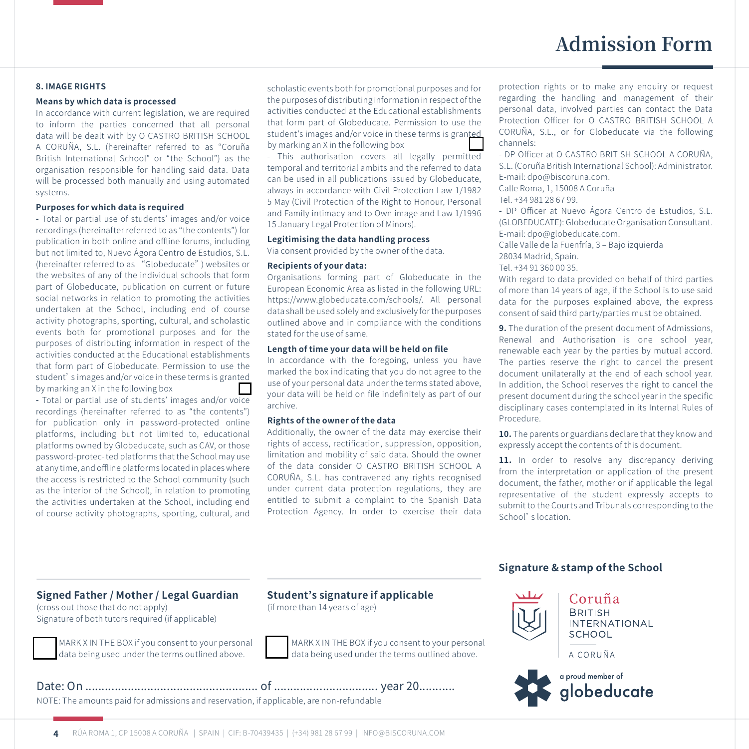## Admission Form

### 8. IMAGE RIGHTS

**Means by which data is processed**

In accordance with current legislation, we are required to inform the parties concerned that all personal data will be dealt with by O CASTRO BRITISH SCHOOL A CORUÑA, S.L. (hereinafter referred to as "Coruña British International School" or "the School") as the organisation responsible for handling said data. Data will be processed both manually and using automated systems.

**Purposes for which data is required**

- Total or partial use of students' images and/or voice recordings (hereinafter referred to as "the contents") for publication in both online and offline forums, including but not limited to, Nuevo Ágora Centro de Estudios, S.L. (hereinafter referred to as "Globeducate" ) websites or the websites of any of the individual schools that form part of Globeducate, publication on current or future social networks in relation to promoting the activities undertaken at the School, including end of course activity photographs, sporting, cultural, and scholastic events both for promotional purposes and for the purposes of distributing information in respect of the activities conducted at the Educational establishments that form part of Globeducate. Permission to use the student' s images and/or voice in these terms is granted by marking an X in the following box ☐
- Total or partial use of students' images and/or voice recordings (hereinafter referred to as "the contents") for publication only in password-protected online platforms, including but not limited to, educational platforms owned by Globeducate, such as CAV, or those password-protec- ted platforms that the School may use at any time, and offline platforms located in places where the access is restricted to the School community (such as the interior of the School), in relation to promoting the activities undertaken at the School, including end of course activity photographs, sporting, cultural, and scholastic events both for promotional purposes and for the purposes of distributing information in respect of the activities conducted at the Educational establishments that form part of Globeducate. Permission to use the student's images and/or voice in these terms is granted by marking an X in the following box ☐
- This authorisation covers all legally permitted temporal and territorial ambits and the referred to data can be used in all publications issued by Globeducate, always in accordance with Civil Protection Law 1/1982 5 May (Civil Protection of the Right to Honour, Personal and Family intimacy and to Own image and Law 1/1996 15 January Legal Protection of Minors).

**Legitimising the data handling process**

Via consent provided by the owner of the data.

**Recipients of your data:**

Organisations forming part of Globeducate in the European Economic Area as listed in the following URL: https://www.globeducate.com/schools/. All personal data shall be used solely and exclusively for the purposes outlined above and in compliance with the conditions stated for the use of same.

**Length of time your data will be held on file**

In accordance with the foregoing, unless you have marked the box indicating that you do not agree to the use of your personal data under the terms stated above, your data will be held on file indefinitely as part of our archive.

**Rights of the owner of the data**

Additionally, the owner of the data may exercise their rights of access, rectification, suppression, opposition, limitation and mobility of said data. Should the owner of the data consider O CASTRO BRITISH SCHOOL A CORUÑA, S.L. has contravened any rights recognised under current data protection regulations, they are entitled to submit a complaint to the Spanish Data Protection Agency. In order to exercise their data protection rights or to make any enquiry or request regarding the handling and management of their personal data, involved parties can contact the Data Protection Officer for O CASTRO BRITISH SCHOOL A CORUÑA, S.L., or for Globeducate via the following channels:

- DP Officer at O CASTRO BRITISH SCHOOL A CORUÑA, S.L. (Coruña British International School): Administrator.
E-mail: dpo@biscoruna.com.
Calle Roma, 1, 15008 A Coruña
Tel. +34 981 28 67 99.

- DP Officer at Nuevo Ágora Centro de Estudios, S.L. (GLOBEDUCATE): Globeducate Organisation Consultant.
E-mail: dpo@globeducate.com.
Calle Valle de la Fuenfría, 3 – Bajo izquierda
28034 Madrid, Spain.
Tel. +34 91 360 00 35.

With regard to data provided on behalf of third parties of more than 14 years of age, if the School is to use said data for the purposes explained above, the express consent of said third party/parties must be obtained.

**9.** The duration of the present document of Admissions, Renewal and Authorisation is one school year, renewable each year by the parties by mutual accord. The parties reserve the right to cancel the present document unilaterally at the end of each school year. In addition, the School reserves the right to cancel the present document during the school year in the specific disciplinary cases contemplated in its Internal Rules of Procedure.

**10.** The parents or guardians declare that they know and expressly accept the contents of this document.

**11.** In order to resolve any discrepancy deriving from the interpretation or application of the present document, the father, mother or if applicable the legal representative of the student expressly accepts to submit to the Courts and Tribunals corresponding to the School' s location.

**Signed Father / Mother / Legal Guardian**

(cross out those that do not apply)
Signature of both tutors required (if applicable)

☐ MARK X IN THE BOX if you consent to your personal data being used under the terms outlined above.

**Student's signature if applicable**

(if more than 14 years of age)

☐ MARK X IN THE BOX if you consent to your personal data being used under the terms outlined above.

**Signature & stamp of the School**

Coruña British International School A Coruña

a proud member of globeducate

Date: On .................................................... of ............................... year 20...........

NOTE: The amounts paid for admissions and reservation, if applicable, are non-refundable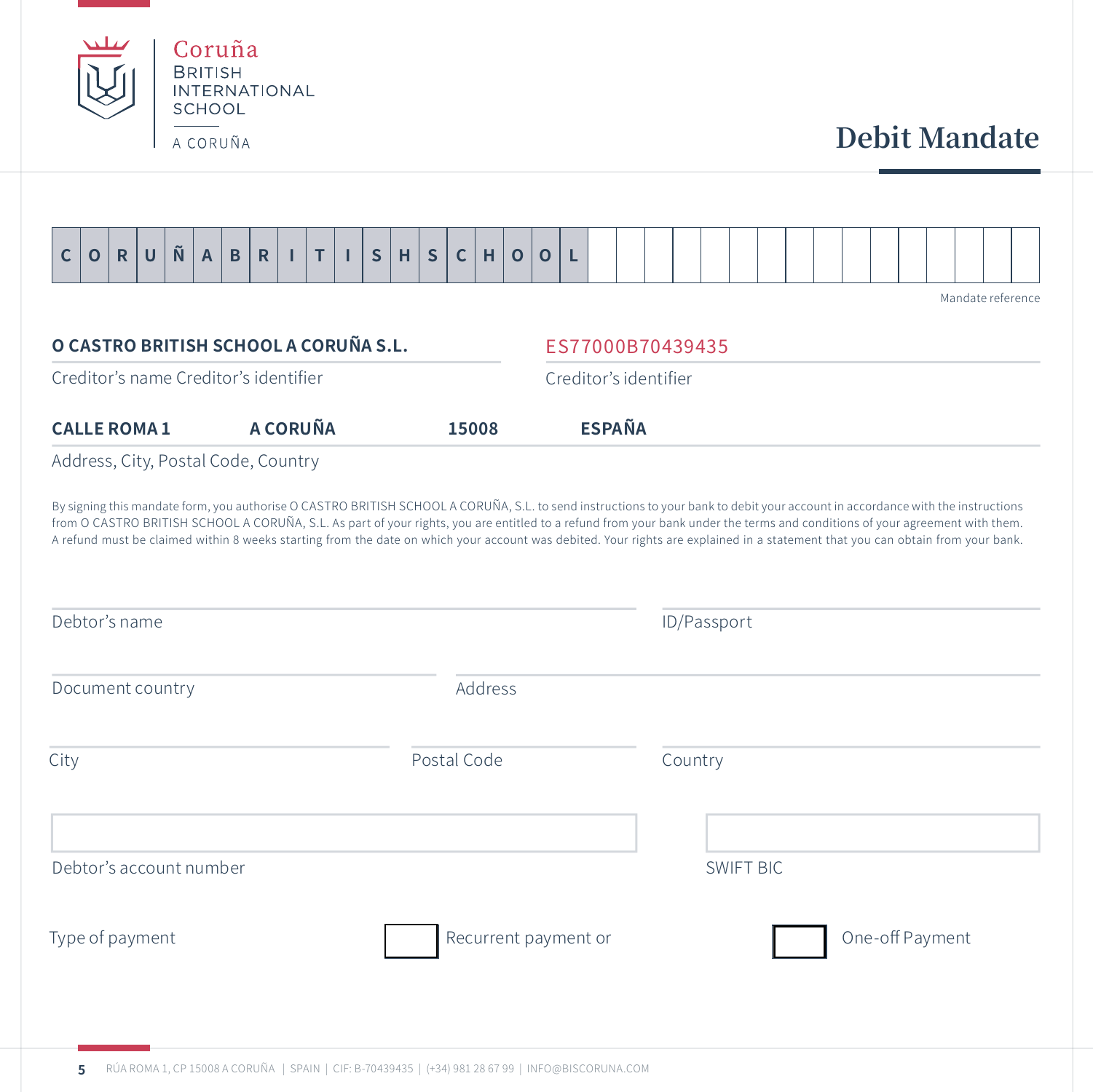Coruña
BRITISH
INTERNATIONAL
SCHOOL

A CORUÑA

# Debit Mandate

| C | O | R | U | Ñ | A | B | R | I | T | I | S | H | S | C | H | O | O | L | | | | | | | | | | | | | | | | | | |
|---|---|---|---|---|---|---|---|---|---|---|---|---|---|---|---|---|---|---|---|---|---|---|---|---|---|---|---|---|---|---|---|---|---|---|---|---|

Mandate reference

**O CASTRO BRITISH SCHOOL A CORUÑA S.L.**

Creditor's name Creditor's identifier

ES77000B70439435

Creditor's identifier

**CALLE ROMA 1** **A CORUÑA** **15008** **ESPAÑA**

Address, City, Postal Code, Country

By signing this mandate form, you authorise O CASTRO BRITISH SCHOOL A CORUÑA, S.L. to send instructions to your bank to debit your account in accordance with the instructions from O CASTRO BRITISH SCHOOL A CORUÑA, S.L. As part of your rights, you are entitled to a refund from your bank under the terms and conditions of your agreement with them. A refund must be claimed within 8 weeks starting from the date on which your account was debited. Your rights are explained in a statement that you can obtain from your bank.

Debtor's name

ID/Passport

Document country

Address

City

Postal Code

Country

Debtor's account number

SWIFT BIC

Type of payment ☐ Recurrent payment or ☐ One-off Payment

RÚA ROMA 1, CP 15008 A CORUÑA | SPAIN | CIF: B-70439435 | (+34) 981 28 67 99 | INFO@BISCORUNA.COM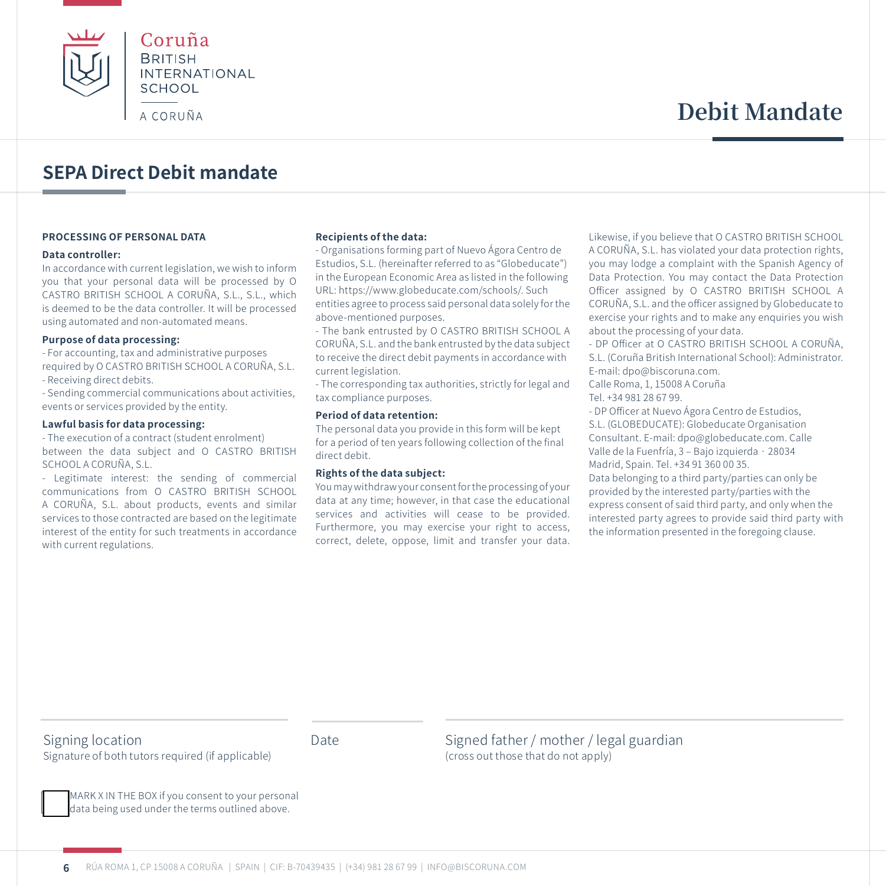Coruña BRITISH INTERNATIONAL SCHOOL A CORUÑA

# Debit Mandate

## SEPA Direct Debit mandate

**PROCESSING OF PERSONAL DATA**

**Data controller:**
In accordance with current legislation, we wish to inform you that your personal data will be processed by O CASTRO BRITISH SCHOOL A CORUÑA, S.L., S.L., which is deemed to be the data controller. It will be processed using automated and non-automated means.

**Purpose of data processing:**
- For accounting, tax and administrative purposes required by O CASTRO BRITISH SCHOOL A CORUÑA, S.L.
- Receiving direct debits.
- Sending commercial communications about activities, events or services provided by the entity.

**Lawful basis for data processing:**
- The execution of a contract (student enrolment) between the data subject and O CASTRO BRITISH SCHOOL A CORUÑA, S.L.
- Legitimate interest: the sending of commercial communications from O CASTRO BRITISH SCHOOL A CORUÑA, S.L. about products, events and similar services to those contracted are based on the legitimate interest of the entity for such treatments in accordance with current regulations.

**Recipients of the data:**
- Organisations forming part of Nuevo Ágora Centro de Estudios, S.L. (hereinafter referred to as "Globeducate") in the European Economic Area as listed in the following URL: https://www.globeducate.com/schools/. Such entities agree to process said personal data solely for the above-mentioned purposes.
- The bank entrusted by O CASTRO BRITISH SCHOOL A CORUÑA, S.L. and the bank entrusted by the data subject to receive the direct debit payments in accordance with current legislation.
- The corresponding tax authorities, strictly for legal and tax compliance purposes.

**Period of data retention:**
The personal data you provide in this form will be kept for a period of ten years following collection of the final direct debit.

**Rights of the data subject:**
You may withdraw your consent for the processing of your data at any time; however, in that case the educational services and activities will cease to be provided. Furthermore, you may exercise your right to access, correct, delete, oppose, limit and transfer your data. Likewise, if you believe that O CASTRO BRITISH SCHOOL A CORUÑA, S.L. has violated your data protection rights, you may lodge a complaint with the Spanish Agency of Data Protection. You may contact the Data Protection Officer assigned by O CASTRO BRITISH SCHOOL A CORUÑA, S.L. and the officer assigned by Globeducate to exercise your rights and to make any enquiries you wish about the processing of your data.
- DP Officer at O CASTRO BRITISH SCHOOL A CORUÑA, S.L. (Coruña British International School): Administrator. E-mail: dpo@biscoruna.com.
Calle Roma, 1, 15008 A Coruña
Tel. +34 981 28 67 99.
- DP Officer at Nuevo Ágora Centro de Estudios, S.L. (GLOBEDUCATE): Globeducate Organisation Consultant. E-mail: dpo@globeducate.com. Calle Valle de la Fuenfría, 3 – Bajo izquierda · 28034 Madrid, Spain. Tel. +34 91 360 00 35.
Data belonging to a third party/parties can only be provided by the interested party/parties with the express consent of said third party, and only when the interested party agrees to provide said third party with the information presented in the foregoing clause.

Signing location
Signature of both tutors required (if applicable)

Date

Signed father / mother / legal guardian
(cross out those that do not apply)

☐ MARK X IN THE BOX if you consent to your personal data being used under the terms outlined above.

RÚA ROMA 1, CP 15008 A CORUÑA | SPAIN | CIF: B-70439435 | (+34) 981 28 67 99 | INFO@BISCORUNA.COM